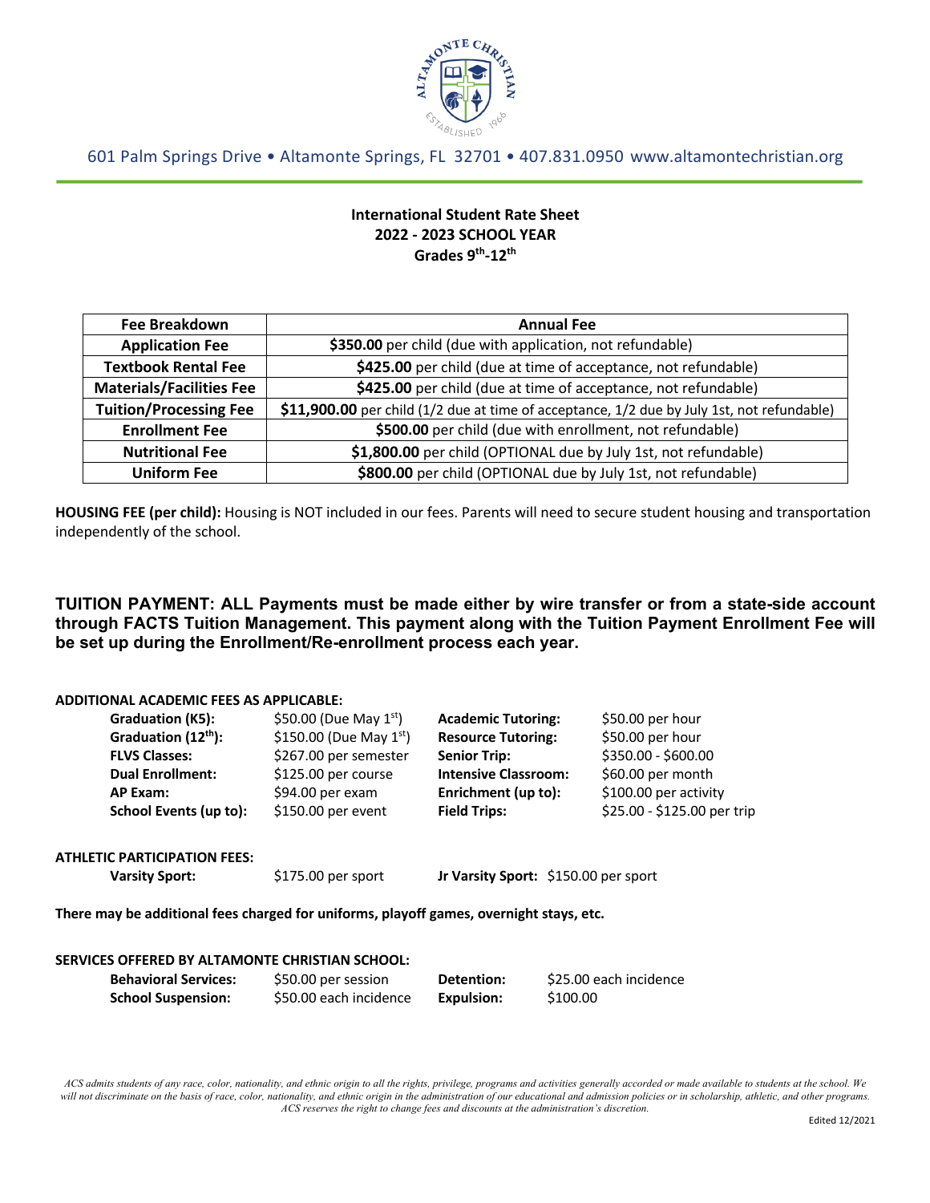601 Palm Springs Drive • Altamonte Springs, FL 32701 • 407.831.0950 www.altamontechristian.org

## International Student Rate Sheet
## 2022 - 2023 SCHOOL YEAR
## Grades 9th-12th

| Fee Breakdown | Annual Fee |
|---|---|
| **Application Fee** | **$350.00** per child (due with application, not refundable) |
| **Textbook Rental Fee** | **$425.00** per child (due at time of acceptance, not refundable) |
| **Materials/Facilities Fee** | **$425.00** per child (due at time of acceptance, not refundable) |
| **Tuition/Processing Fee** | **$11,900.00** per child (1/2 due at time of acceptance, 1/2 due by July 1st, not refundable) |
| **Enrollment Fee** | **$500.00** per child (due with enrollment, not refundable) |
| **Nutritional Fee** | **$1,800.00** per child (OPTIONAL due by July 1st, not refundable) |
| **Uniform Fee** | **$800.00** per child (OPTIONAL due by July 1st, not refundable) |

**HOUSING FEE (per child):** Housing is NOT included in our fees. Parents will need to secure student housing and transportation independently of the school.

**TUITION PAYMENT: ALL Payments must be made either by wire transfer or from a state-side account through FACTS Tuition Management. This payment along with the Tuition Payment Enrollment Fee will be set up during the Enrollment/Re-enrollment process each year.**

**ADDITIONAL ACADEMIC FEES AS APPLICABLE:**

| | | | |
|---|---|---|---|
| **Graduation (K5):** | $50.00 (Due May 1st) | **Academic Tutoring:** | $50.00 per hour |
| **Graduation (12th):** | $150.00 (Due May 1st) | **Resource Tutoring:** | $50.00 per hour |
| **FLVS Classes:** | $267.00 per semester | **Senior Trip:** | $350.00 - $600.00 |
| **Dual Enrollment:** | $125.00 per course | **Intensive Classroom:** | $60.00 per month |
| **AP Exam:** | $94.00 per exam | **Enrichment (up to):** | $100.00 per activity |
| **School Events (up to):** | $150.00 per event | **Field Trips:** | $25.00 - $125.00 per trip |

**ATHLETIC PARTICIPATION FEES:**

| | | | |
|---|---|---|---|
| **Varsity Sport:** | $175.00 per sport | **Jr Varsity Sport:** | $150.00 per sport |

**There may be additional fees charged for uniforms, playoff games, overnight stays, etc.**

**SERVICES OFFERED BY ALTAMONTE CHRISTIAN SCHOOL:**

| | | | |
|---|---|---|---|
| **Behavioral Services:** | $50.00 per session | **Detention:** | $25.00 each incidence |
| **School Suspension:** | $50.00 each incidence | **Expulsion:** | $100.00 |

*ACS admits students of any race, color, nationality, and ethnic origin to all the rights, privilege, programs and activities generally accorded or made available to students at the school. We will not discriminate on the basis of race, color, nationality, and ethnic origin in the administration of our educational and admission policies or in scholarship, athletic, and other programs. ACS reserves the right to change fees and discounts at the administration's discretion.*

Edited 12/2021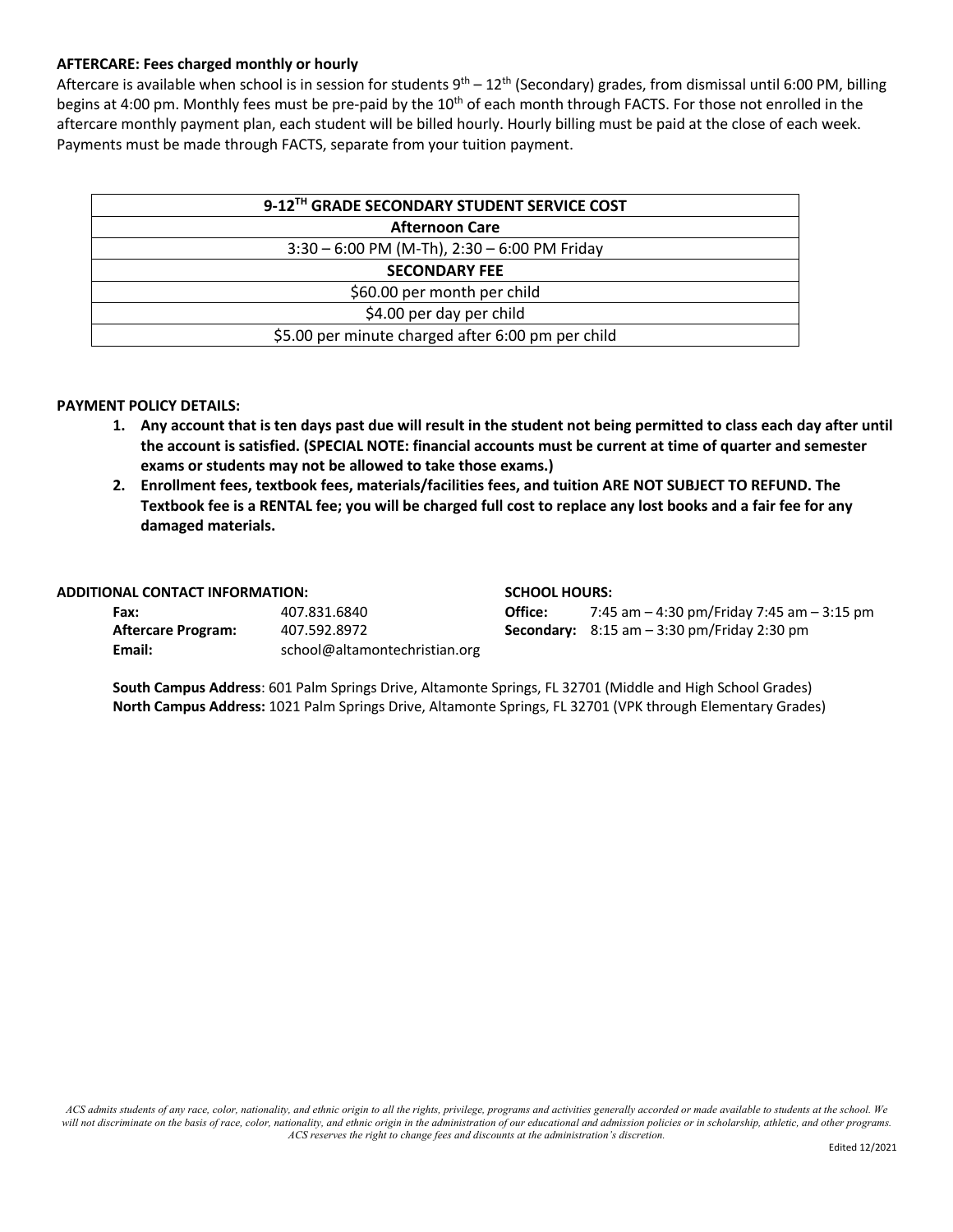**AFTERCARE: Fees charged monthly or hourly**

Aftercare is available when school is in session for students 9th – 12th (Secondary) grades, from dismissal until 6:00 PM, billing begins at 4:00 pm. Monthly fees must be pre-paid by the 10th of each month through FACTS. For those not enrolled in the aftercare monthly payment plan, each student will be billed hourly. Hourly billing must be paid at the close of each week. Payments must be made through FACTS, separate from your tuition payment.

| 9-12TH GRADE SECONDARY STUDENT SERVICE COST |
|---|
| **Afternoon Care** |
| 3:30 – 6:00 PM (M-Th), 2:30 – 6:00 PM Friday |
| **SECONDARY FEE** |
| $60.00 per month per child |
| $4.00 per day per child |
| $5.00 per minute charged after 6:00 pm per child |

**PAYMENT POLICY DETAILS:**

1. **Any account that is ten days past due will result in the student not being permitted to class each day after until the account is satisfied. (SPECIAL NOTE: financial accounts must be current at time of quarter and semester exams or students may not be allowed to take those exams.)**
2. **Enrollment fees, textbook fees, materials/facilities fees, and tuition ARE NOT SUBJECT TO REFUND. The Textbook fee is a RENTAL fee; you will be charged full cost to replace any lost books and a fair fee for any damaged materials.**

**ADDITIONAL CONTACT INFORMATION:**

**Fax:** 407.831.6840
**Aftercare Program:** 407.592.8972
**Email:** school@altamontechristian.org

**SCHOOL HOURS:**

**Office:** 7:45 am – 4:30 pm/Friday 7:45 am – 3:15 pm
**Secondary:** 8:15 am – 3:30 pm/Friday 2:30 pm

**South Campus Address**: 601 Palm Springs Drive, Altamonte Springs, FL 32701 (Middle and High School Grades)
**North Campus Address:** 1021 Palm Springs Drive, Altamonte Springs, FL 32701 (VPK through Elementary Grades)

*ACS admits students of any race, color, nationality, and ethnic origin to all the rights, privilege, programs and activities generally accorded or made available to students at the school. We will not discriminate on the basis of race, color, nationality, and ethnic origin in the administration of our educational and admission policies or in scholarship, athletic, and other programs. ACS reserves the right to change fees and discounts at the administration's discretion.*

Edited 12/2021